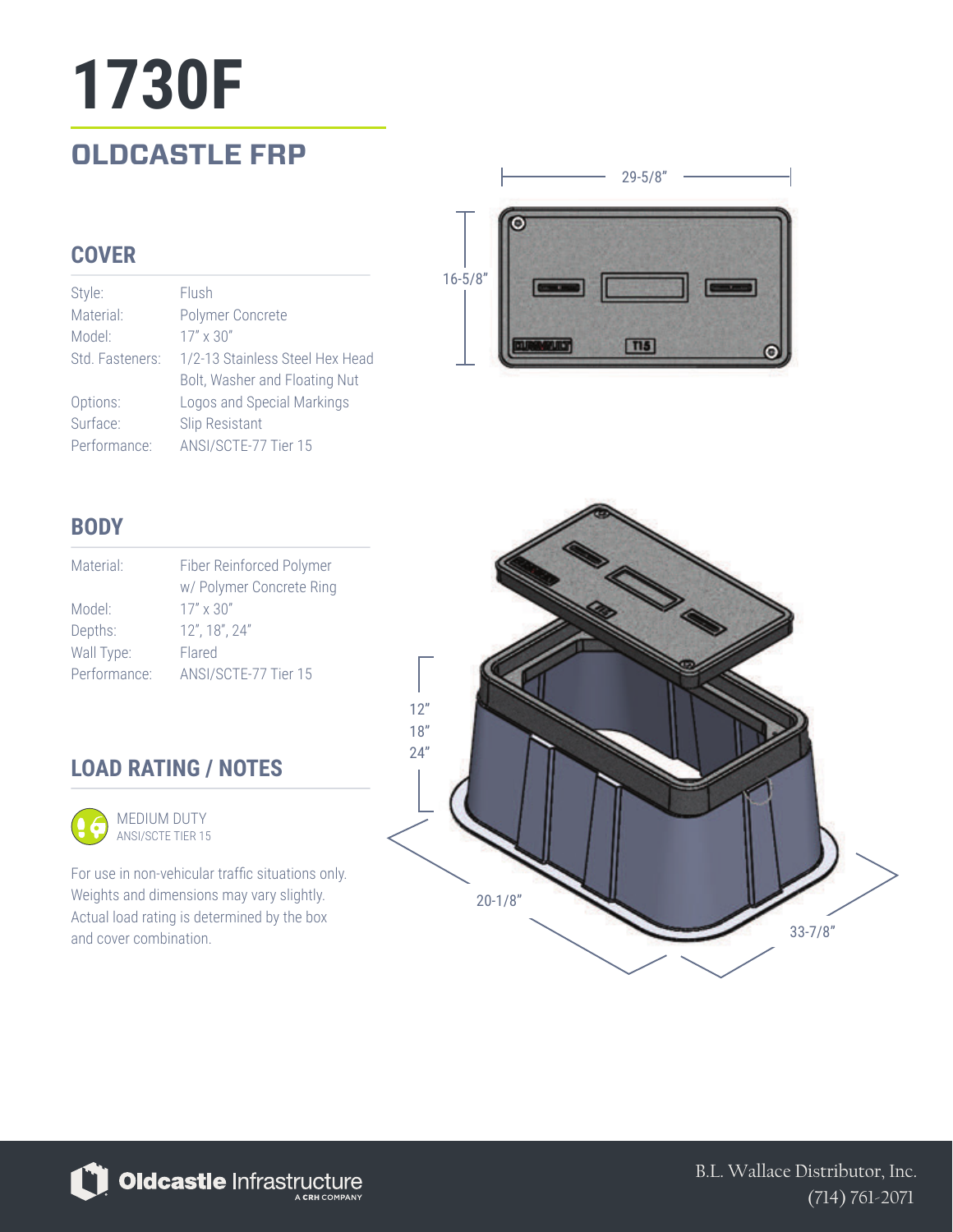# 1730F

## OLDCASTLE FRP

### COVER

| | |
|---|---|
| Style: | Flush |
| Material: | Polymer Concrete |
| Model: | 17" x 30" |
| Std. Fasteners: | 1/2-13 Stainless Steel Hex Head Bolt, Washer and Floating Nut |
| Options: | Logos and Special Markings |
| Surface: | Slip Resistant |
| Performance: | ANSI/SCTE-77 Tier 15 |

### BODY

| | |
|---|---|
| Material: | Fiber Reinforced Polymer w/ Polymer Concrete Ring |
| Model: | 17" x 30" |
| Depths: | 12", 18", 24" |
| Wall Type: | Flared |
| Performance: | ANSI/SCTE-77 Tier 15 |

### LOAD RATING / NOTES

MEDIUM DUTY
ANSI/SCTE TIER 15

For use in non-vehicular traffic situations only. Weights and dimensions may vary slightly. Actual load rating is determined by the box and cover combination.

29-5/8"

16-5/8"

12"
18"
24"

20-1/8"

33-7/8"

Oldcastle Infrastructure
A CRH COMPANY

B.L. Wallace Distributor, Inc.
(714) 761-2071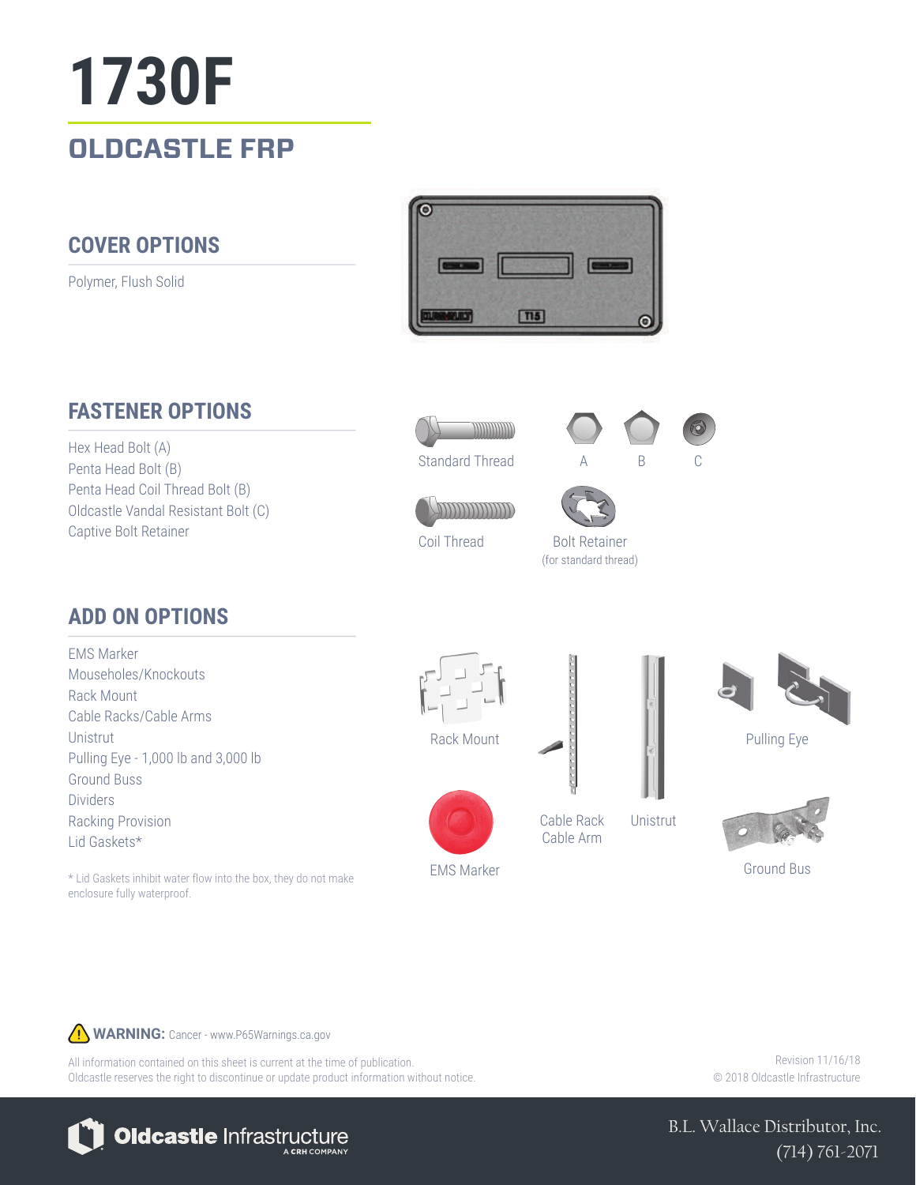# 1730F

## OLDCASTLE FRP

### COVER OPTIONS

Polymer, Flush Solid

### FASTENER OPTIONS

Hex Head Bolt (A)
Penta Head Bolt (B)
Penta Head Coil Thread Bolt (B)
Oldcastle Vandal Resistant Bolt (C)
Captive Bolt Retainer

Standard Thread

A

B

C

Coil Thread

Bolt Retainer
(for standard thread)

### ADD ON OPTIONS

EMS Marker
Mouseholes/Knockouts
Rack Mount
Cable Racks/Cable Arms
Unistrut
Pulling Eye - 1,000 lb and 3,000 lb
Ground Buss
Dividers
Racking Provision
Lid Gaskets*

* Lid Gaskets inhibit water flow into the box, they do not make enclosure fully waterproof.

Rack Mount

Pulling Eye

Cable Rack
Cable Arm

Unistrut

EMS Marker

Ground Bus

**WARNING:** Cancer - www.P65Warnings.ca.gov

All information contained on this sheet is current at the time of publication.
Oldcastle reserves the right to discontinue or update product information without notice.

Revision 11/16/18
© 2018 Oldcastle Infrastructure

Oldcastle Infrastructure
A CRH COMPANY

B.L. Wallace Distributor, Inc.
(714) 761-2071